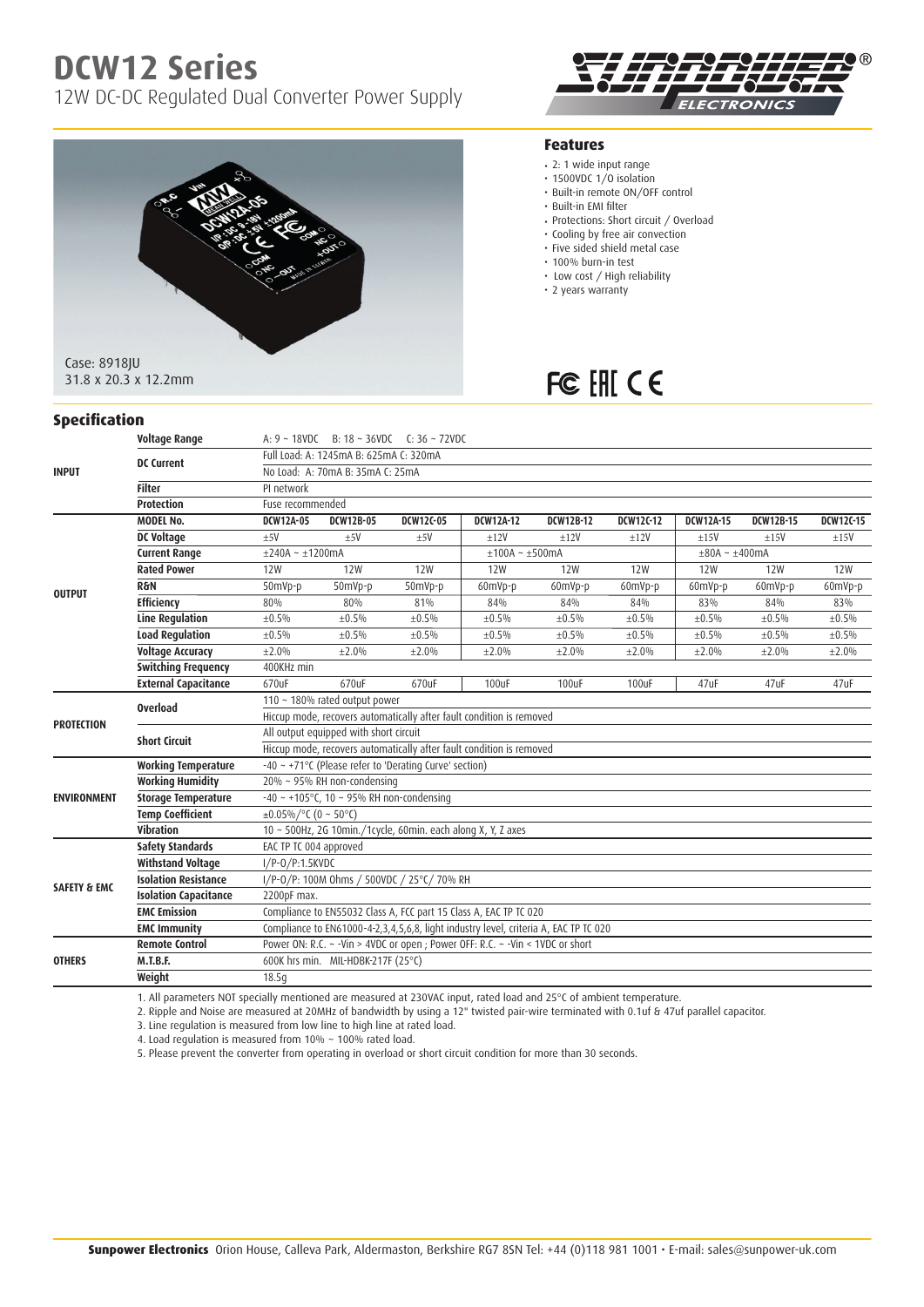# DCW12 Series

12W DC-DC Regulated Dual Converter Power Supply

Case: 8918JU
31.8 x 20.3 x 12.2mm

## Features

- 2: 1 wide input range
- 1500VDC I/O isolation
- Built-in remote ON/OFF control
- Built-in EMI filter
- Protections: Short circuit / Overload
- Cooling by free air convection
- Five sided shield metal case
- 100% burn-in test
- Low cost / High reliability
- 2 years warranty

## Specification

| | | | | | | | | | | |
|---|---|---|---|---|---|---|---|---|---|---|
| INPUT | Voltage Range | A: 9 ~ 18VDC B: 18 ~ 36VDC C: 36 ~ 72VDC | | | | | | | | |
| | DC Current | Full Load: A: 1245mA B: 625mA C: 320mA | | | | | | | | |
| | | No Load: A: 70mA B: 35mA C: 25mA | | | | | | | | |
| | Filter | PI network | | | | | | | | |
| | Protection | Fuse recommended | | | | | | | | |
| OUTPUT | MODEL No. | DCW12A-05 | DCW12B-05 | DCW12C-05 | DCW12A-12 | DCW12B-12 | DCW12C-12 | DCW12A-15 | DCW12B-15 | DCW12C-15 |
| | DC Voltage | ±5V | ±5V | ±5V | ±12V | ±12V | ±12V | ±15V | ±15V | ±15V |
| | Current Range | ±240A ~ ±1200mA | | | ±100A ~ ±500mA | | | ±80A ~ ±400mA | | |
| | Rated Power | 12W | 12W | 12W | 12W | 12W | 12W | 12W | 12W | 12W |
| | R&N | 50mVp-p | 50mVp-p | 50mVp-p | 60mVp-p | 60mVp-p | 60mVp-p | 60mVp-p | 60mVp-p | 60mVp-p |
| | Efficiency | 80% | 80% | 81% | 84% | 84% | 84% | 83% | 84% | 83% |
| | Line Regulation | ±0.5% | ±0.5% | ±0.5% | ±0.5% | ±0.5% | ±0.5% | ±0.5% | ±0.5% | ±0.5% |
| | Load Regulation | ±0.5% | ±0.5% | ±0.5% | ±0.5% | ±0.5% | ±0.5% | ±0.5% | ±0.5% | ±0.5% |
| | Voltage Accuracy | ±2.0% | ±2.0% | ±2.0% | ±2.0% | ±2.0% | ±2.0% | ±2.0% | ±2.0% | ±2.0% |
| | Switching Frequency | 400KHz min | | | | | | | | |
| | External Capacitance | 670uF | 670uF | 670uF | 100uF | 100uF | 100uF | 47uF | 47uF | 47uF |
| PROTECTION | Overload | 110 ~ 180% rated output power | | | | | | | | |
| | | Hiccup mode, recovers automatically after fault condition is removed | | | | | | | | |
| | Short Circuit | All output equipped with short circuit | | | | | | | | |
| | | Hiccup mode, recovers automatically after fault condition is removed | | | | | | | | |
| ENVIRONMENT | Working Temperature | -40 ~ +71°C (Please refer to 'Derating Curve' section) | | | | | | | | |
| | Working Humidity | 20% ~ 95% RH non-condensing | | | | | | | | |
| | Storage Temperature | -40 ~ +105°C, 10 ~ 95% RH non-condensing | | | | | | | | |
| | Temp Coefficient | ±0.05%/°C (0 ~ 50°C) | | | | | | | | |
| | Vibration | 10 ~ 500Hz, 2G 10min./1cycle, 60min. each along X, Y, Z axes | | | | | | | | |
| SAFETY & EMC | Safety Standards | EAC TP TC 004 approved | | | | | | | | |
| | Withstand Voltage | I/P-O/P:1.5KVDC | | | | | | | | |
| | Isolation Resistance | I/P-O/P: 100M Ohms / 500VDC / 25°C/ 70% RH | | | | | | | | |
| | Isolation Capacitance | 2200pF max. | | | | | | | | |
| | EMC Emission | Compliance to EN55032 Class A, FCC part 15 Class A, EAC TP TC 020 | | | | | | | | |
| | EMC Immunity | Compliance to EN61000-4-2,3,4,5,6,8, light industry level, criteria A, EAC TP TC 020 | | | | | | | | |
| OTHERS | Remote Control | Power ON: R.C. ~ -Vin > 4VDC or open ; Power OFF: R.C. ~ -Vin < 1VDC or short | | | | | | | | |
| | M.T.B.F. | 600K hrs min. MIL-HDBK-217F (25°C) | | | | | | | | |
| | Weight | 18.5g | | | | | | | | |

1. All parameters NOT specially mentioned are measured at 230VAC input, rated load and 25°C of ambient temperature.
2. Ripple and Noise are measured at 20MHz of bandwidth by using a 12" twisted pair-wire terminated with 0.1uf & 47uf parallel capacitor.
3. Line regulation is measured from low line to high line at rated load.
4. Load regulation is measured from 10% ~ 100% rated load.
5. Please prevent the converter from operating in overload or short circuit condition for more than 30 seconds.

**Sunpower Electronics** Orion House, Calleva Park, Aldermaston, Berkshire RG7 8SN Tel: +44 (0)118 981 1001 • E-mail: sales@sunpower-uk.com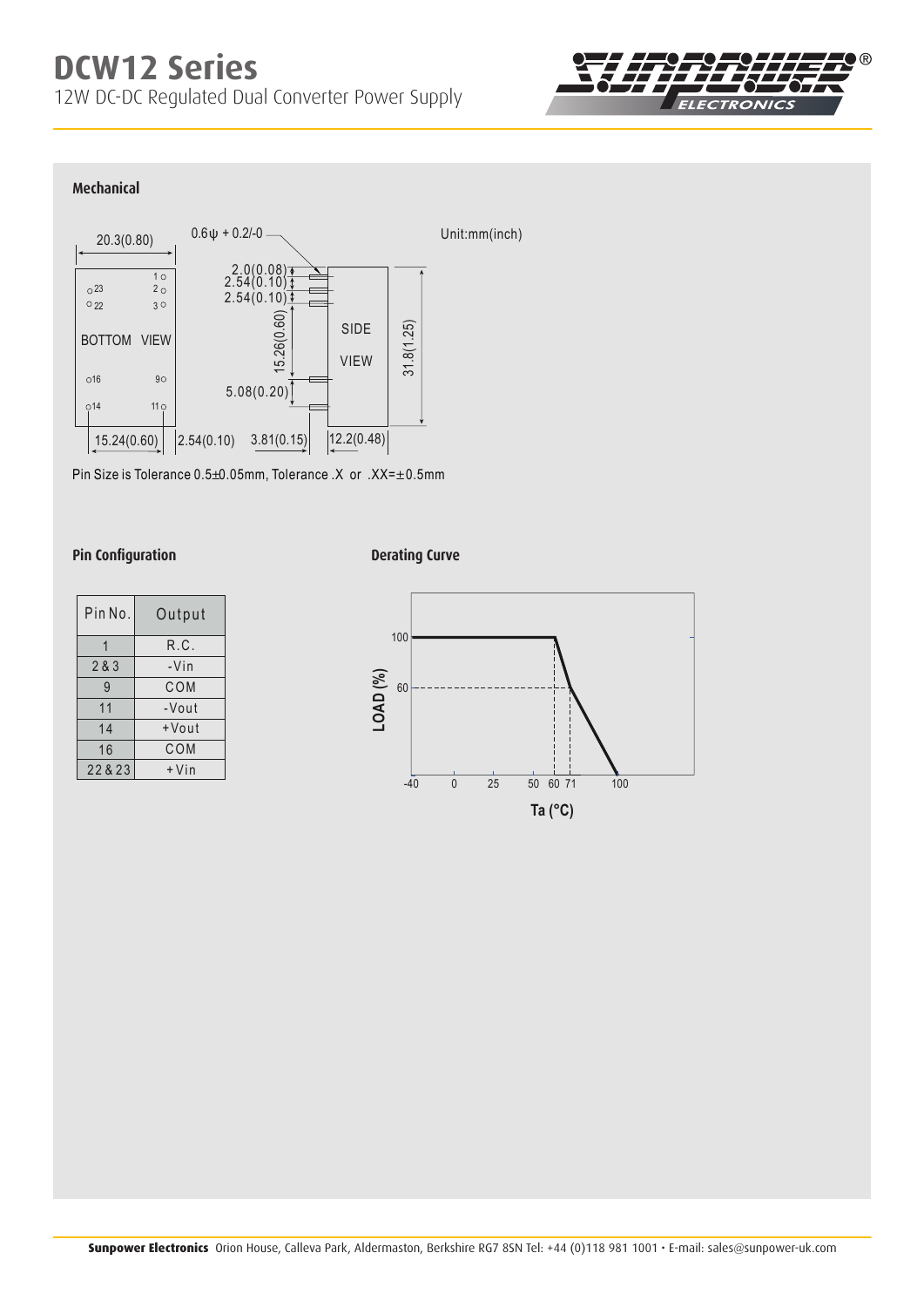# DCW12 Series

12W DC-DC Regulated Dual Converter Power Supply

## Mechanical

Unit:mm(inch)

20.3(0.80)

0.6ψ + 0.2/-0

2.0(0.08)
2.54(0.10)
2.54(0.10)

15.26(0.60)

5.08(0.20)

31.8(1.25)

BOTTOM VIEW

SIDE VIEW

1 2 3 23 22 16 9 14 11

15.24(0.60) 2.54(0.10) 3.81(0.15) 12.2(0.48)

Pin Size is Tolerance 0.5±0.05mm, Tolerance .X or .XX=±0.5mm

## Pin Configuration

| Pin No. | Output |
|---|---|
| 1 | R.C. |
| 2 & 3 | -Vin |
| 9 | COM |
| 11 | -Vout |
| 14 | +Vout |
| 16 | COM |
| 22 & 23 | +Vin |

## Derating Curve

LOAD (%)

100
60

-40 0 25 50 60 71 100

Ta (°C)

**Sunpower Electronics** Orion House, Calleva Park, Aldermaston, Berkshire RG7 8SN Tel: +44 (0)118 981 1001 • E-mail: sales@sunpower-uk.com